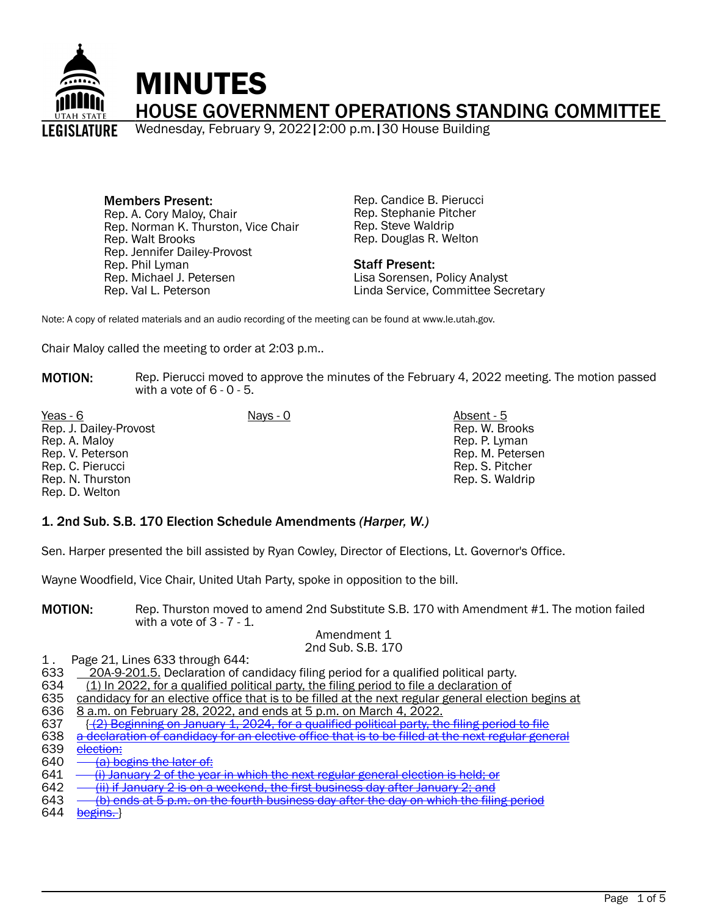# MINUTES

## HOUSE GOVERNMENT OPERATIONS STANDING COMMITTEE

Wednesday, February 9, 2022 | 2:00 p.m. | 30 House Building

**Members Present:**
Rep. A. Cory Maloy, Chair
Rep. Norman K. Thurston, Vice Chair
Rep. Walt Brooks
Rep. Jennifer Dailey-Provost
Rep. Phil Lyman
Rep. Michael J. Petersen
Rep. Val L. Peterson
Rep. Candice B. Pierucci
Rep. Stephanie Pitcher
Rep. Steve Waldrip
Rep. Douglas R. Welton

**Staff Present:**
Lisa Sorensen, Policy Analyst
Linda Service, Committee Secretary

Note: A copy of related materials and an audio recording of the meeting can be found at www.le.utah.gov.

Chair Maloy called the meeting to order at 2:03 p.m..

**MOTION:** Rep. Pierucci moved to approve the minutes of the February 4, 2022 meeting. The motion passed with a vote of 6 - 0 - 5.

| Yeas - 6 | Nays - 0 | Absent - 5 |
|---|---|---|
| Rep. J. Dailey-Provost | | Rep. W. Brooks |
| Rep. A. Maloy | | Rep. P. Lyman |
| Rep. V. Peterson | | Rep. M. Petersen |
| Rep. C. Pierucci | | Rep. S. Pitcher |
| Rep. N. Thurston | | Rep. S. Waldrip |
| Rep. D. Welton | | |

### 1. 2nd Sub. S.B. 170 Election Schedule Amendments *(Harper, W.)*

Sen. Harper presented the bill assisted by Ryan Cowley, Director of Elections, Lt. Governor's Office.

Wayne Woodfield, Vice Chair, United Utah Party, spoke in opposition to the bill.

**MOTION:** Rep. Thurston moved to amend 2nd Substitute S.B. 170 with Amendment #1. The motion failed with a vote of 3 - 7 - 1.

Amendment 1
2nd Sub. S.B. 170

1 . Page 21, Lines 633 through 644:

633 20A-9-201.5. Declaration of candidacy filing period for a qualified political party.
634 (1) In 2022, for a qualified political party, the filing period to file a declaration of
635 candidacy for an elective office that is to be filled at the next regular general election begins at
636 8 a.m. on February 28, 2022, and ends at 5 p.m. on March 4, 2022.
637 { ~~(2) Beginning on January 1, 2024, for a qualified political party, the filing period to file~~
638 ~~a declaration of candidacy for an elective office that is to be filled at the next regular general~~
639 ~~election:~~
640 ~~(a) begins the later of:~~
641 ~~(i) January 2 of the year in which the next regular general election is held; or~~
642 ~~(ii) if January 2 is on a weekend, the first business day after January 2; and~~
643 ~~(b) ends at 5 p.m. on the fourth business day after the day on which the filing period~~
644 ~~begins.~~ }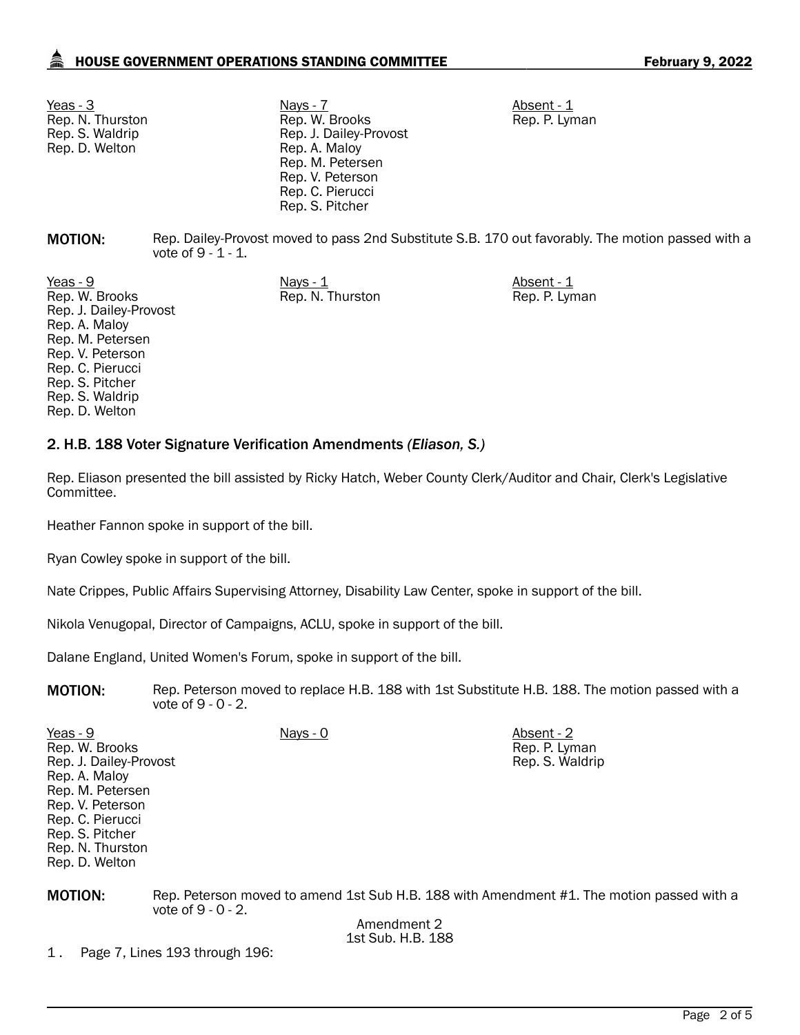| Yeas - 3 | Nays - 7 | Absent - 1 |
|---|---|---|
| Rep. N. Thurston | Rep. W. Brooks | Rep. P. Lyman |
| Rep. S. Waldrip | Rep. J. Dailey-Provost | |
| Rep. D. Welton | Rep. A. Maloy | |
| | Rep. M. Petersen | |
| | Rep. V. Peterson | |
| | Rep. C. Pierucci | |
| | Rep. S. Pitcher | |

**MOTION:** Rep. Dailey-Provost moved to pass 2nd Substitute S.B. 170 out favorably. The motion passed with a vote of 9 - 1 - 1.

| Yeas - 9 | Nays - 1 | Absent - 1 |
|---|---|---|
| Rep. W. Brooks | Rep. N. Thurston | Rep. P. Lyman |
| Rep. J. Dailey-Provost | | |
| Rep. A. Maloy | | |
| Rep. M. Petersen | | |
| Rep. V. Peterson | | |
| Rep. C. Pierucci | | |
| Rep. S. Pitcher | | |
| Rep. S. Waldrip | | |
| Rep. D. Welton | | |

## 2. H.B. 188 Voter Signature Verification Amendments *(Eliason, S.)*

Rep. Eliason presented the bill assisted by Ricky Hatch, Weber County Clerk/Auditor and Chair, Clerk's Legislative Committee.

Heather Fannon spoke in support of the bill.

Ryan Cowley spoke in support of the bill.

Nate Crippes, Public Affairs Supervising Attorney, Disability Law Center, spoke in support of the bill.

Nikola Venugopal, Director of Campaigns, ACLU, spoke in support of the bill.

Dalane England, United Women's Forum, spoke in support of the bill.

**MOTION:** Rep. Peterson moved to replace H.B. 188 with 1st Substitute H.B. 188. The motion passed with a vote of 9 - 0 - 2.

| Yeas - 9 | Nays - 0 | Absent - 2 |
|---|---|---|
| Rep. W. Brooks | | Rep. P. Lyman |
| Rep. J. Dailey-Provost | | Rep. S. Waldrip |
| Rep. A. Maloy | | |
| Rep. M. Petersen | | |
| Rep. V. Peterson | | |
| Rep. C. Pierucci | | |
| Rep. S. Pitcher | | |
| Rep. N. Thurston | | |
| Rep. D. Welton | | |

**MOTION:** Rep. Peterson moved to amend 1st Sub H.B. 188 with Amendment #1. The motion passed with a vote of 9 - 0 - 2.

Amendment 2
1st Sub. H.B. 188

1. Page 7, Lines 193 through 196: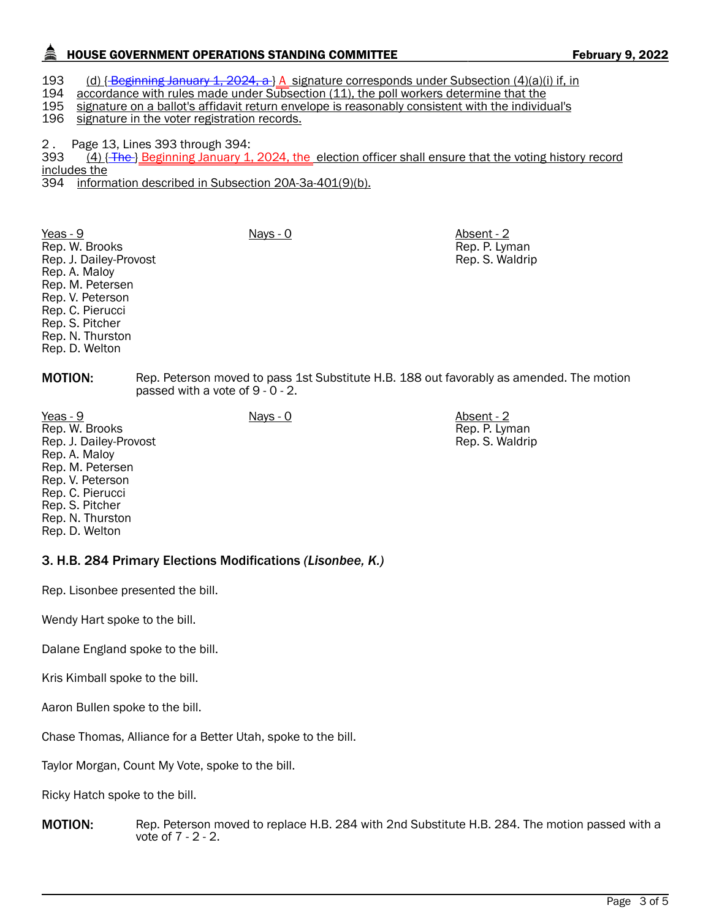193 (d) {-Beginning January 1, 2024, a-} A signature corresponds under Subsection (4)(a)(i) if, in
194 accordance with rules made under Subsection (11), the poll workers determine that the
195 signature on a ballot's affidavit return envelope is reasonably consistent with the individual's
196 signature in the voter registration records.

2 . Page 13, Lines 393 through 394:
393 (4) {-The-} Beginning January 1, 2024, the election officer shall ensure that the voting history record includes the
394 information described in Subsection 20A-3a-401(9)(b).

| Yeas - 9 | Nays - 0 | Absent - 2 |
|---|---|---|
| Rep. W. Brooks | | Rep. P. Lyman |
| Rep. J. Dailey-Provost | | Rep. S. Waldrip |
| Rep. A. Maloy | | |
| Rep. M. Petersen | | |
| Rep. V. Peterson | | |
| Rep. C. Pierucci | | |
| Rep. S. Pitcher | | |
| Rep. N. Thurston | | |
| Rep. D. Welton | | |

**MOTION:** Rep. Peterson moved to pass 1st Substitute H.B. 188 out favorably as amended. The motion passed with a vote of 9 - 0 - 2.

| Yeas - 9 | Nays - 0 | Absent - 2 |
|---|---|---|
| Rep. W. Brooks | | Rep. P. Lyman |
| Rep. J. Dailey-Provost | | Rep. S. Waldrip |
| Rep. A. Maloy | | |
| Rep. M. Petersen | | |
| Rep. V. Peterson | | |
| Rep. C. Pierucci | | |
| Rep. S. Pitcher | | |
| Rep. N. Thurston | | |
| Rep. D. Welton | | |

### 3. H.B. 284 Primary Elections Modifications *(Lisonbee, K.)*

Rep. Lisonbee presented the bill.

Wendy Hart spoke to the bill.

Dalane England spoke to the bill.

Kris Kimball spoke to the bill.

Aaron Bullen spoke to the bill.

Chase Thomas, Alliance for a Better Utah, spoke to the bill.

Taylor Morgan, Count My Vote, spoke to the bill.

Ricky Hatch spoke to the bill.

**MOTION:** Rep. Peterson moved to replace H.B. 284 with 2nd Substitute H.B. 284. The motion passed with a vote of 7 - 2 - 2.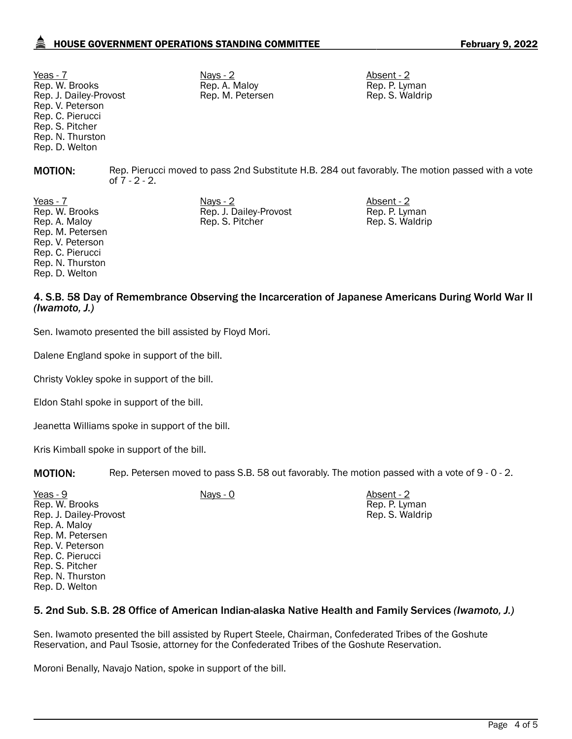| Yeas - 7 | Nays - 2 | Absent - 2 |
|---|---|---|
| Rep. W. Brooks | Rep. A. Maloy | Rep. P. Lyman |
| Rep. J. Dailey-Provost | Rep. M. Petersen | Rep. S. Waldrip |
| Rep. V. Peterson | | |
| Rep. C. Pierucci | | |
| Rep. S. Pitcher | | |
| Rep. N. Thurston | | |
| Rep. D. Welton | | |

**MOTION:** Rep. Pierucci moved to pass 2nd Substitute H.B. 284 out favorably. The motion passed with a vote of 7 - 2 - 2.

| Yeas - 7 | Nays - 2 | Absent - 2 |
|---|---|---|
| Rep. W. Brooks | Rep. J. Dailey-Provost | Rep. P. Lyman |
| Rep. A. Maloy | Rep. S. Pitcher | Rep. S. Waldrip |
| Rep. M. Petersen | | |
| Rep. V. Peterson | | |
| Rep. C. Pierucci | | |
| Rep. N. Thurston | | |
| Rep. D. Welton | | |

### 4. S.B. 58 Day of Remembrance Observing the Incarceration of Japanese Americans During World War II *(Iwamoto, J.)*

Sen. Iwamoto presented the bill assisted by Floyd Mori.

Dalene England spoke in support of the bill.

Christy Vokley spoke in support of the bill.

Eldon Stahl spoke in support of the bill.

Jeanetta Williams spoke in support of the bill.

Kris Kimball spoke in support of the bill.

**MOTION:** Rep. Petersen moved to pass S.B. 58 out favorably. The motion passed with a vote of 9 - 0 - 2.

| Yeas - 9 | Nays - 0 | Absent - 2 |
|---|---|---|
| Rep. W. Brooks | | Rep. P. Lyman |
| Rep. J. Dailey-Provost | | Rep. S. Waldrip |
| Rep. A. Maloy | | |
| Rep. M. Petersen | | |
| Rep. V. Peterson | | |
| Rep. C. Pierucci | | |
| Rep. S. Pitcher | | |
| Rep. N. Thurston | | |
| Rep. D. Welton | | |

### 5. 2nd Sub. S.B. 28 Office of American Indian-alaska Native Health and Family Services *(Iwamoto, J.)*

Sen. Iwamoto presented the bill assisted by Rupert Steele, Chairman, Confederated Tribes of the Goshute Reservation, and Paul Tsosie, attorney for the Confederated Tribes of the Goshute Reservation.

Moroni Benally, Navajo Nation, spoke in support of the bill.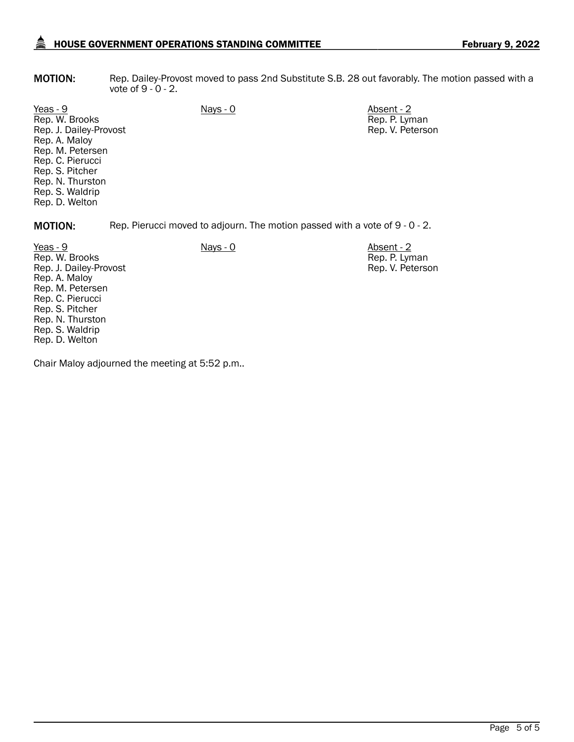**MOTION:** Rep. Dailey-Provost moved to pass 2nd Substitute S.B. 28 out favorably. The motion passed with a vote of 9 - 0 - 2.

| Yeas - 9 | Nays - 0 | Absent - 2 |
|---|---|---|
| Rep. W. Brooks | | Rep. P. Lyman |
| Rep. J. Dailey-Provost | | Rep. V. Peterson |
| Rep. A. Maloy | | |
| Rep. M. Petersen | | |
| Rep. C. Pierucci | | |
| Rep. S. Pitcher | | |
| Rep. N. Thurston | | |
| Rep. S. Waldrip | | |
| Rep. D. Welton | | |

**MOTION:** Rep. Pierucci moved to adjourn. The motion passed with a vote of 9 - 0 - 2.

| Yeas - 9 | Nays - 0 | Absent - 2 |
|---|---|---|
| Rep. W. Brooks | | Rep. P. Lyman |
| Rep. J. Dailey-Provost | | Rep. V. Peterson |
| Rep. A. Maloy | | |
| Rep. M. Petersen | | |
| Rep. C. Pierucci | | |
| Rep. S. Pitcher | | |
| Rep. N. Thurston | | |
| Rep. S. Waldrip | | |
| Rep. D. Welton | | |

Chair Maloy adjourned the meeting at 5:52 p.m..